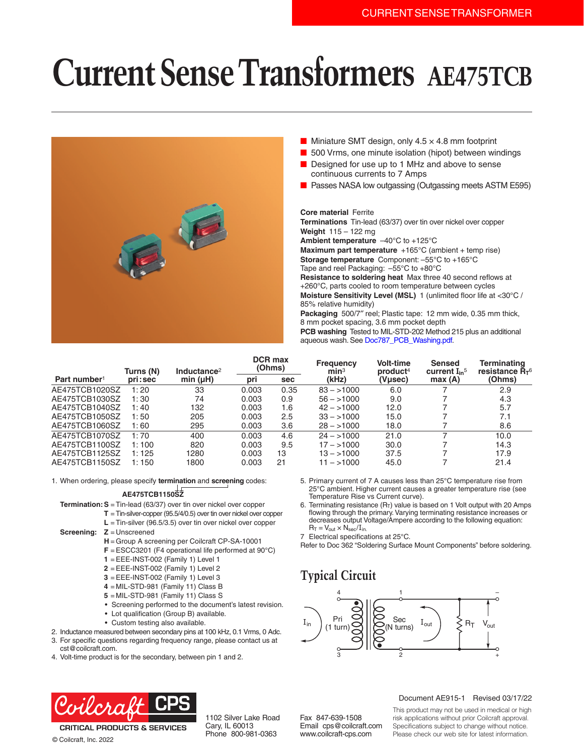# Current Sense Transformers AE475TCB

- Miniature SMT design, only 4.5 × 4.8 mm footprint
- 500 Vrms, one minute isolation (hipot) between windings
- Designed for use up to 1 MHz and above to sense continuous currents to 7 Amps
- Passes NASA low outgassing (Outgassing meets ASTM E595)

**Core material** Ferrite
**Terminations** Tin-lead (63/37) over tin over nickel over copper
**Weight** 115 – 122 mg
**Ambient temperature** –40°C to +125°C
**Maximum part temperature** +165°C (ambient + temp rise)
**Storage temperature** Component: –55°C to +165°C
Tape and reel Packaging: –55°C to +80°C
**Resistance to soldering heat** Max three 40 second reflows at +260°C, parts cooled to room temperature between cycles
**Moisture Sensitivity Level (MSL)** 1 (unlimited floor life at <30°C / 85% relative humidity)
**Packaging** 500/7″ reel; Plastic tape: 12 mm wide, 0.35 mm thick, 8 mm pocket spacing, 3.6 mm pocket depth
**PCB washing** Tested to MIL-STD-202 Method 215 plus an additional aqueous wash. See Doc787_PCB_Washing.pdf.

| Part number[1] | Turns (N) pri : sec | Inductance[2] min (µH) | DCR max (Ohms) pri | DCR max (Ohms) sec | Frequency min[3] (kHz) | Volt-time product[4] (Vµsec) | Sensed current $I_{in}$[5] max (A) | Terminating resistance $R_T$[6] (Ohms) |
|---|---|---|---|---|---|---|---|---|
| AE475TCB1020SZ | 1 : 20 | 33 | 0.003 | 0.35 | 83 – >1000 | 6.0 | 7 | 2.9 |
| AE475TCB1030SZ | 1 : 30 | 74 | 0.003 | 0.9 | 56 – >1000 | 9.0 | 7 | 4.3 |
| AE475TCB1040SZ | 1 : 40 | 132 | 0.003 | 1.6 | 42 – >1000 | 12.0 | 7 | 5.7 |
| AE475TCB1050SZ | 1 : 50 | 205 | 0.003 | 2.5 | 33 – >1000 | 15.0 | 7 | 7.1 |
| AE475TCB1060SZ | 1 : 60 | 295 | 0.003 | 3.6 | 28 – >1000 | 18.0 | 7 | 8.6 |
| AE475TCB1070SZ | 1 : 70 | 400 | 0.003 | 4.6 | 24 – >1000 | 21.0 | 7 | 10.0 |
| AE475TCB1100SZ | 1 : 100 | 820 | 0.003 | 9.5 | 17 – >1000 | 30.0 | 7 | 14.3 |
| AE475TCB1125SZ | 1 : 125 | 1280 | 0.003 | 13 | 13 – >1000 | 37.5 | 7 | 17.9 |
| AE475TCB1150SZ | 1 : 150 | 1800 | 0.003 | 21 | 11 – >1000 | 45.0 | 7 | 21.4 |

1. When ordering, please specify **termination** and **screening** codes:

   **AE475TCB1150SZ**

   **Termination: S** = Tin-lead (63/37) over tin over nickel over copper
   **T** = Tin-silver-copper (95.5/4/0.5) over tin over nickel over copper
   **L** = Tin-silver (96.5/3.5) over tin over nickel over copper

   **Screening: Z** = Unscreened
   **H** = Group A screening per Coilcraft CP-SA-10001
   **F** = ESCC3201 (F4 operational life performed at 90°C)
   **1** = EEE-INST-002 (Family 1) Level 1
   **2** = EEE-INST-002 (Family 1) Level 2
   **3** = EEE-INST-002 (Family 1) Level 3
   **4** = MIL-STD-981 (Family 11) Class B
   **5** = MIL-STD-981 (Family 11) Class S
   - Screening performed to the document's latest revision.
   - Lot qualification (Group B) available.
   - Custom testing also available.
2. Inductance measured between secondary pins at 100 kHz, 0.1 Vrms, 0 Adc.
3. For specific questions regarding frequency range, please contact us at cst@coilcraft.com.
4. Volt-time product is for the secondary, between pin 1 and 2.
5. Primary current of 7 A causes less than 25°C temperature rise from 25°C ambient. Higher current causes a greater temperature rise (see Temperature Rise vs Current curve).
6. Terminating resistance ($R_T$) value is based on 1 Volt output with 20 Amps flowing through the primary. Varying terminating resistance increases or decreases output Voltage/Ampere according to the following equation: $R_T = V_{out} \times N_{sec}/I_{in}$.
7. Electrical specifications at 25°C.

Refer to Doc 362 "Soldering Surface Mount Components" before soldering.

## Typical Circuit

4 1 –
$I_{in}$ Pri (1 turn) Sec (N turns) $I_{out}$ $R_T$ $V_{out}$
3 2 +

Document AE915-1 Revised 03/17/22

Coilcraft CPS
CRITICAL PRODUCTS & SERVICES
© Coilcraft, Inc. 2022

1102 Silver Lake Road
Cary, IL 60013
Phone 800-981-0363

Fax 847-639-1508
Email cps@coilcraft.com
www.coilcraft-cps.com

This product may not be used in medical or high risk applications without prior Coilcraft approval. Specifications subject to change without notice. Please check our web site for latest information.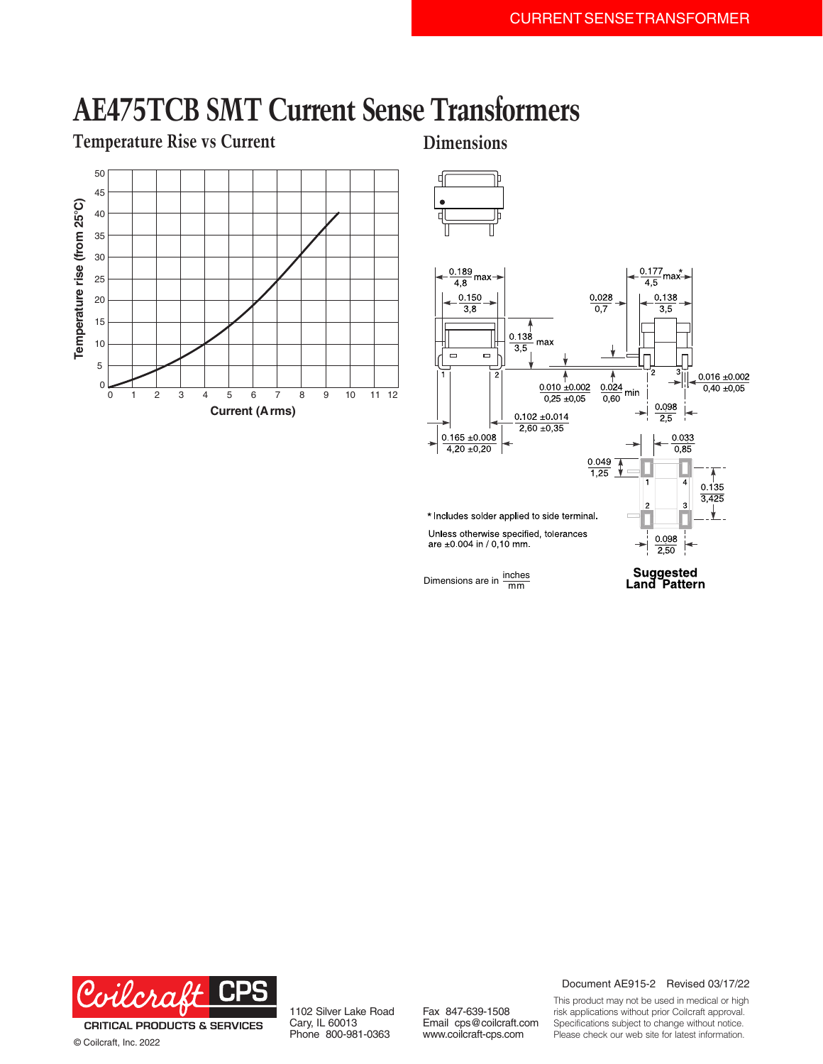# AE475TCB SMT Current Sense Transformers

## Temperature Rise vs Current

Temperature rise (from 25°C)

0
5
10
15
20
25
30
35
40
45
50

0 1 2 3 4 5 6 7 8 9 10 11 12

Current (A rms)

## Dimensions

0.189 / 4,8 max

0.150 / 3,8

0.138 / 3,5 max

0.177 / 4,5 max*

0.028 / 0,7

0.138 / 3,5

0.010 ±0.002 / 0,25 ±0,05

0.024 / 0,60 min

0.016 ±0.002 / 0,40 ±0,05

0.098 / 2,5

0.102 ±0.014 / 2,60 ±0,35

0.165 ±0.008 / 4,20 ±0,20

0.033 / 0,85

0.049 / 1,25

0.135 / 3,425

0.098 / 2,50

1 2 3 4

\* Includes solder applied to side terminal.

Unless otherwise specified, tolerances are ±0.004 in / 0,10 mm.

Dimensions are in inches / mm

**Suggested Land Pattern**

Document AE915-2 Revised 03/17/22

CRITICAL PRODUCTS & SERVICES

© Coilcraft, Inc. 2022

1102 Silver Lake Road
Cary, IL 60013
Phone 800-981-0363

Fax 847-639-1508
Email cps@coilcraft.com
www.coilcraft-cps.com

This product may not be used in medical or high risk applications without prior Coilcraft approval. Specifications subject to change without notice. Please check our web site for latest information.